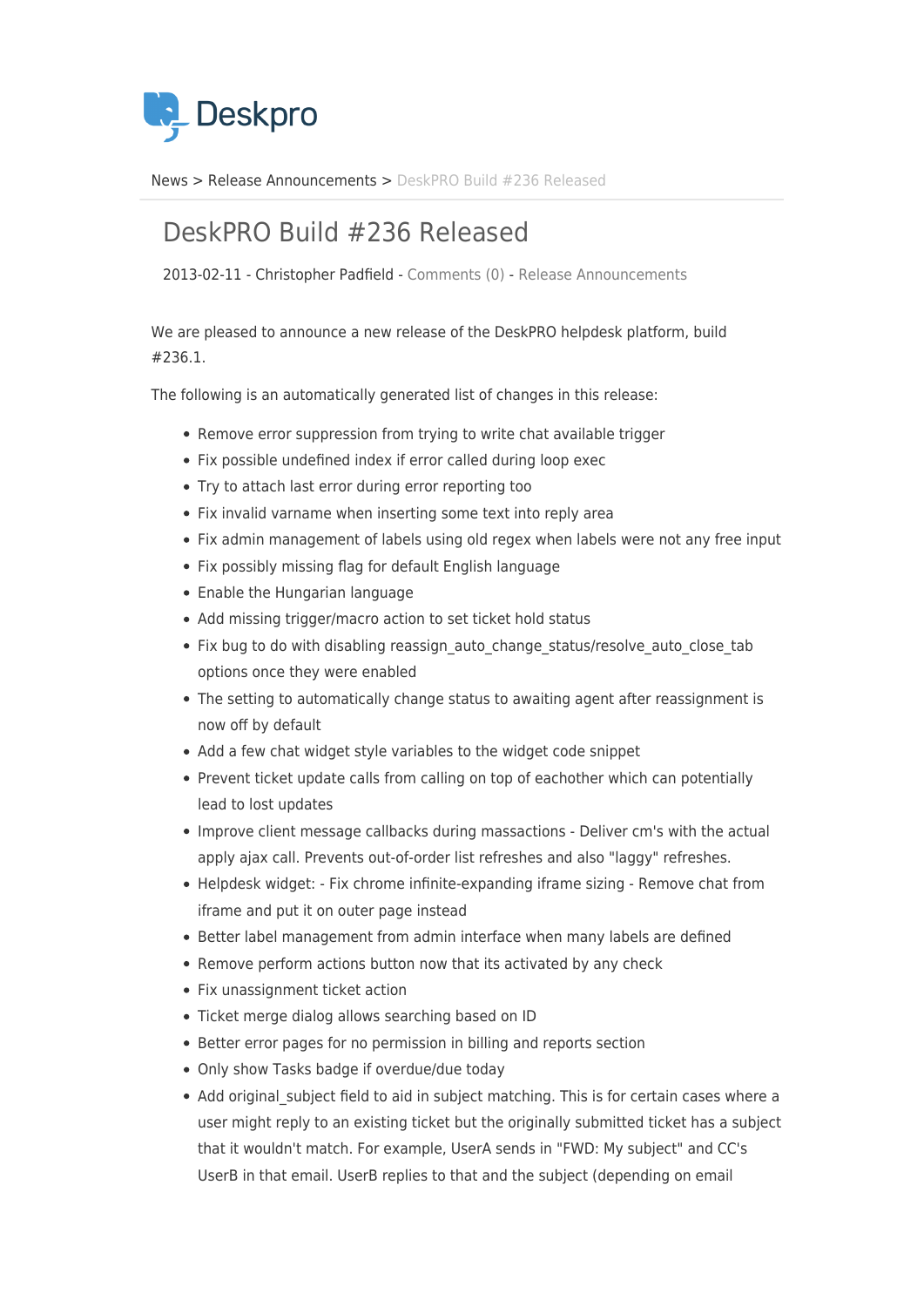Deskpro

News > Release Announcements > DeskPRO Build #236 Released

# DeskPRO Build #236 Released

2013-02-11 - Christopher Padfield - Comments (0) - Release Announcements

We are pleased to announce a new release of the DeskPRO helpdesk platform, build #236.1.

The following is an automatically generated list of changes in this release:

- Remove error suppression from trying to write chat available trigger
- Fix possible undefined index if error called during loop exec
- Try to attach last error during error reporting too
- Fix invalid varname when inserting some text into reply area
- Fix admin management of labels using old regex when labels were not any free input
- Fix possibly missing flag for default English language
- Enable the Hungarian language
- Add missing trigger/macro action to set ticket hold status
- Fix bug to do with disabling reassign_auto_change_status/resolve_auto_close_tab options once they were enabled
- The setting to automatically change status to awaiting agent after reassignment is now off by default
- Add a few chat widget style variables to the widget code snippet
- Prevent ticket update calls from calling on top of eachother which can potentially lead to lost updates
- Improve client message callbacks during massactions - Deliver cm's with the actual apply ajax call. Prevents out-of-order list refreshes and also "laggy" refreshes.
- Helpdesk widget: - Fix chrome infinite-expanding iframe sizing - Remove chat from iframe and put it on outer page instead
- Better label management from admin interface when many labels are defined
- Remove perform actions button now that its activated by any check
- Fix unassignment ticket action
- Ticket merge dialog allows searching based on ID
- Better error pages for no permission in billing and reports section
- Only show Tasks badge if overdue/due today
- Add original_subject field to aid in subject matching. This is for certain cases where a user might reply to an existing ticket but the originally submitted ticket has a subject that it wouldn't match. For example, UserA sends in "FWD: My subject" and CC's UserB in that email. UserB replies to that and the subject (depending on email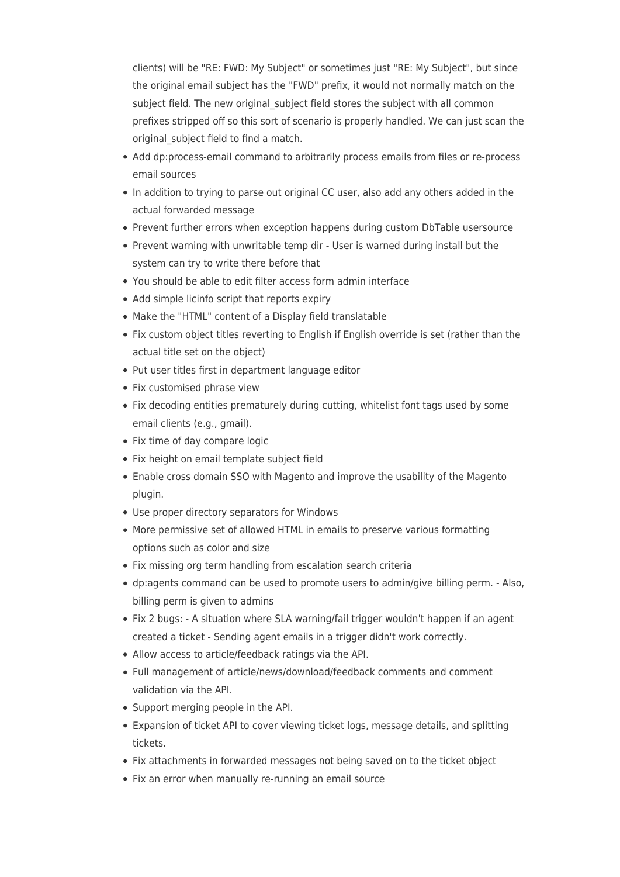clients) will be "RE: FWD: My Subject" or sometimes just "RE: My Subject", but since the original email subject has the "FWD" prefix, it would not normally match on the subject field. The new original_subject field stores the subject with all common prefixes stripped off so this sort of scenario is properly handled. We can just scan the original_subject field to find a match.

- Add dp:process-email command to arbitrarily process emails from files or re-process email sources
- In addition to trying to parse out original CC user, also add any others added in the actual forwarded message
- Prevent further errors when exception happens during custom DbTable usersource
- Prevent warning with unwritable temp dir - User is warned during install but the system can try to write there before that
- You should be able to edit filter access form admin interface
- Add simple licinfo script that reports expiry
- Make the "HTML" content of a Display field translatable
- Fix custom object titles reverting to English if English override is set (rather than the actual title set on the object)
- Put user titles first in department language editor
- Fix customised phrase view
- Fix decoding entities prematurely during cutting, whitelist font tags used by some email clients (e.g., gmail).
- Fix time of day compare logic
- Fix height on email template subject field
- Enable cross domain SSO with Magento and improve the usability of the Magento plugin.
- Use proper directory separators for Windows
- More permissive set of allowed HTML in emails to preserve various formatting options such as color and size
- Fix missing org term handling from escalation search criteria
- dp:agents command can be used to promote users to admin/give billing perm. - Also, billing perm is given to admins
- Fix 2 bugs: - A situation where SLA warning/fail trigger wouldn't happen if an agent created a ticket - Sending agent emails in a trigger didn't work correctly.
- Allow access to article/feedback ratings via the API.
- Full management of article/news/download/feedback comments and comment validation via the API.
- Support merging people in the API.
- Expansion of ticket API to cover viewing ticket logs, message details, and splitting tickets.
- Fix attachments in forwarded messages not being saved on to the ticket object
- Fix an error when manually re-running an email source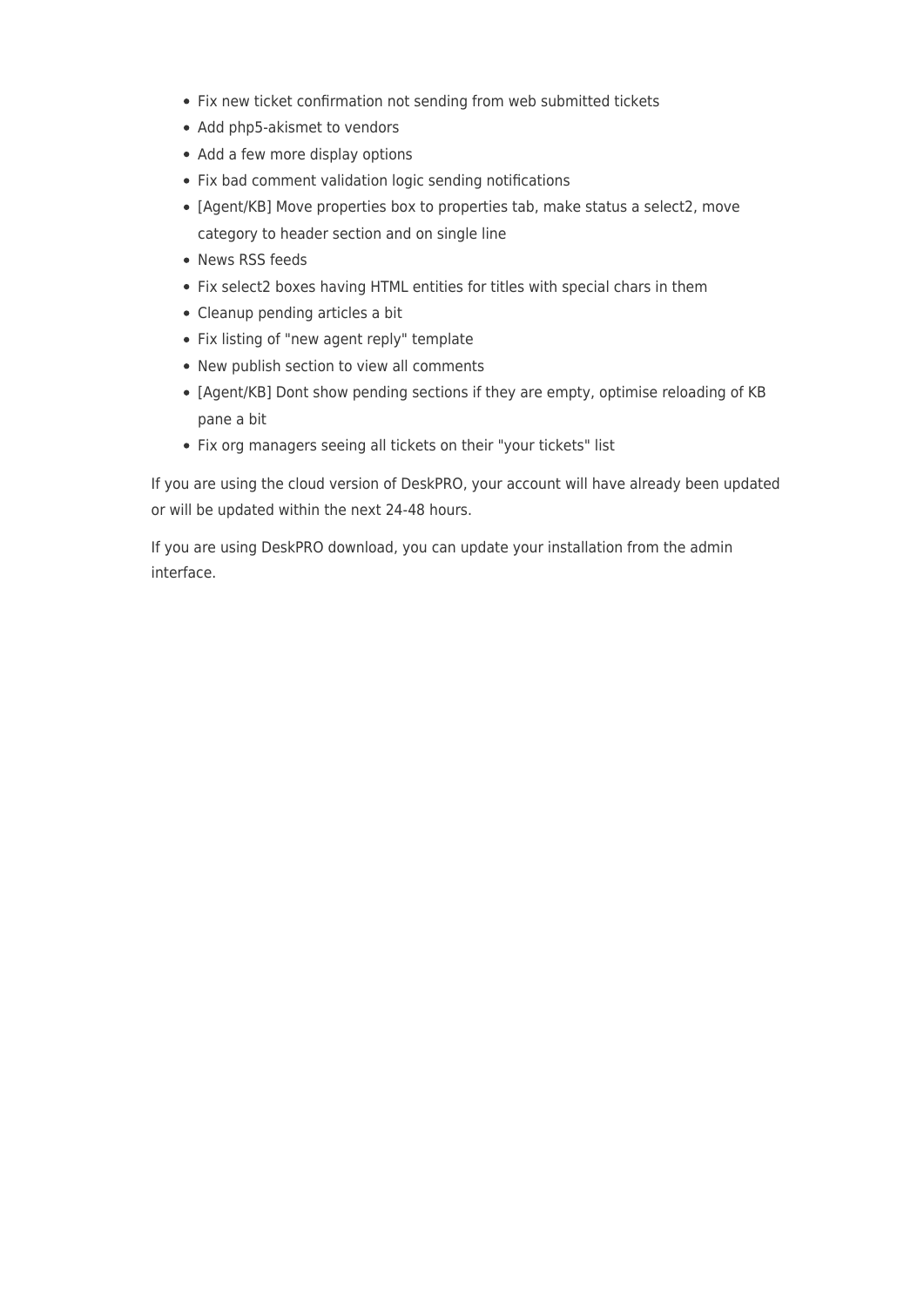- Fix new ticket confirmation not sending from web submitted tickets
- Add php5-akismet to vendors
- Add a few more display options
- Fix bad comment validation logic sending notifications
- [Agent/KB] Move properties box to properties tab, make status a select2, move category to header section and on single line
- News RSS feeds
- Fix select2 boxes having HTML entities for titles with special chars in them
- Cleanup pending articles a bit
- Fix listing of "new agent reply" template
- New publish section to view all comments
- [Agent/KB] Dont show pending sections if they are empty, optimise reloading of KB pane a bit
- Fix org managers seeing all tickets on their "your tickets" list

If you are using the cloud version of DeskPRO, your account will have already been updated or will be updated within the next 24-48 hours.

If you are using DeskPRO download, you can update your installation from the admin interface.